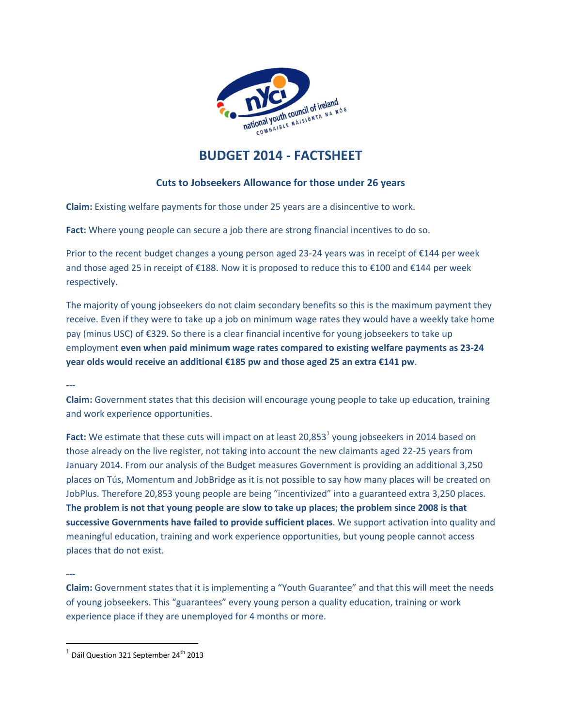# BUDGET 2014 - FACTSHEET

## Cuts to Jobseekers Allowance for those under 26 years

**Claim:** Existing welfare payments for those under 25 years are a disincentive to work.

**Fact:** Where young people can secure a job there are strong financial incentives to do so.

Prior to the recent budget changes a young person aged 23-24 years was in receipt of €144 per week and those aged 25 in receipt of €188. Now it is proposed to reduce this to €100 and €144 per week respectively.

The majority of young jobseekers do not claim secondary benefits so this is the maximum payment they receive. Even if they were to take up a job on minimum wage rates they would have a weekly take home pay (minus USC) of €329. So there is a clear financial incentive for young jobseekers to take up employment **even when paid minimum wage rates compared to existing welfare payments as 23-24 year olds would receive an additional €185 pw and those aged 25 an extra €141 pw**.

---

**Claim:** Government states that this decision will encourage young people to take up education, training and work experience opportunities.

**Fact:** We estimate that these cuts will impact on at least 20,853[1] young jobseekers in 2014 based on those already on the live register, not taking into account the new claimants aged 22-25 years from January 2014. From our analysis of the Budget measures Government is providing an additional 3,250 places on Tús, Momentum and JobBridge as it is not possible to say how many places will be created on JobPlus. Therefore 20,853 young people are being "incentivized" into a guaranteed extra 3,250 places. **The problem is not that young people are slow to take up places; the problem since 2008 is that successive Governments have failed to provide sufficient places**. We support activation into quality and meaningful education, training and work experience opportunities, but young people cannot access places that do not exist.

---

**Claim:** Government states that it is implementing a "Youth Guarantee" and that this will meet the needs of young jobseekers. This "guarantees" every young person a quality education, training or work experience place if they are unemployed for 4 months or more.

[1] Dáil Question 321 September 24th 2013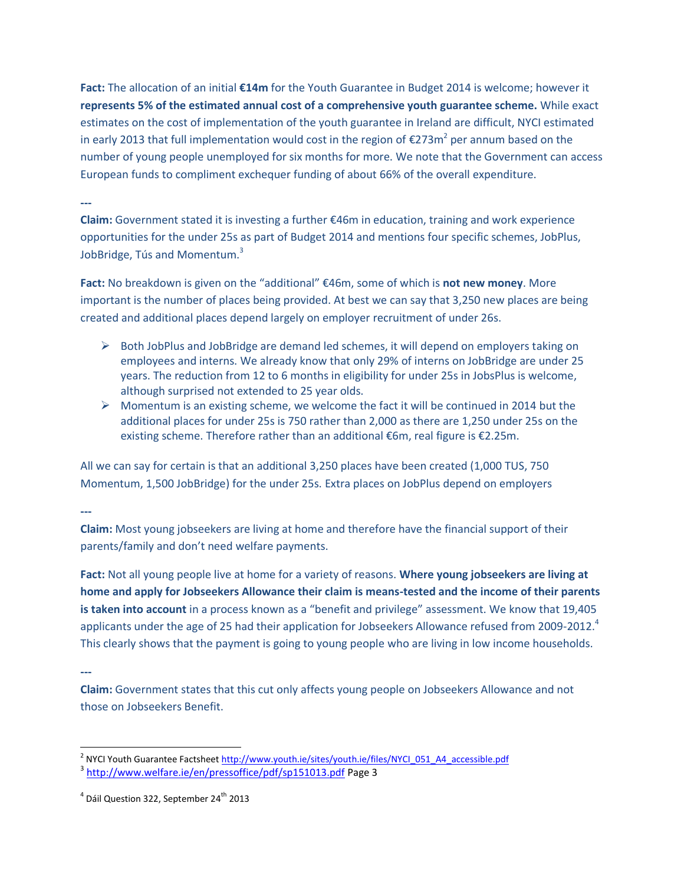**Fact:** The allocation of an initial **€14m** for the Youth Guarantee in Budget 2014 is welcome; however it **represents 5% of the estimated annual cost of a comprehensive youth guarantee scheme.** While exact estimates on the cost of implementation of the youth guarantee in Ireland are difficult, NYCI estimated in early 2013 that full implementation would cost in the region of €273m[2] per annum based on the number of young people unemployed for six months for more. We note that the Government can access European funds to compliment exchequer funding of about 66% of the overall expenditure.

---

**Claim:** Government stated it is investing a further €46m in education, training and work experience opportunities for the under 25s as part of Budget 2014 and mentions four specific schemes, JobPlus, JobBridge, Tús and Momentum.[3]

**Fact:** No breakdown is given on the "additional" €46m, some of which is **not new money**. More important is the number of places being provided. At best we can say that 3,250 new places are being created and additional places depend largely on employer recruitment of under 26s.

- Both JobPlus and JobBridge are demand led schemes, it will depend on employers taking on employees and interns. We already know that only 29% of interns on JobBridge are under 25 years. The reduction from 12 to 6 months in eligibility for under 25s in JobsPlus is welcome, although surprised not extended to 25 year olds.
- Momentum is an existing scheme, we welcome the fact it will be continued in 2014 but the additional places for under 25s is 750 rather than 2,000 as there are 1,250 under 25s on the existing scheme. Therefore rather than an additional €6m, real figure is €2.25m.

All we can say for certain is that an additional 3,250 places have been created (1,000 TUS, 750 Momentum, 1,500 JobBridge) for the under 25s. Extra places on JobPlus depend on employers

---

**Claim:** Most young jobseekers are living at home and therefore have the financial support of their parents/family and don't need welfare payments.

**Fact:** Not all young people live at home for a variety of reasons. **Where young jobseekers are living at home and apply for Jobseekers Allowance their claim is means-tested and the income of their parents is taken into account** in a process known as a "benefit and privilege" assessment. We know that 19,405 applicants under the age of 25 had their application for Jobseekers Allowance refused from 2009-2012.[4] This clearly shows that the payment is going to young people who are living in low income households.

---

**Claim:** Government states that this cut only affects young people on Jobseekers Allowance and not those on Jobseekers Benefit.

---

[2] NYCI Youth Guarantee Factsheet http://www.youth.ie/sites/youth.ie/files/NYCI_051_A4_accessible.pdf

[3] http://www.welfare.ie/en/pressoffice/pdf/sp151013.pdf Page 3

[4] Dáil Question 322, September 24th 2013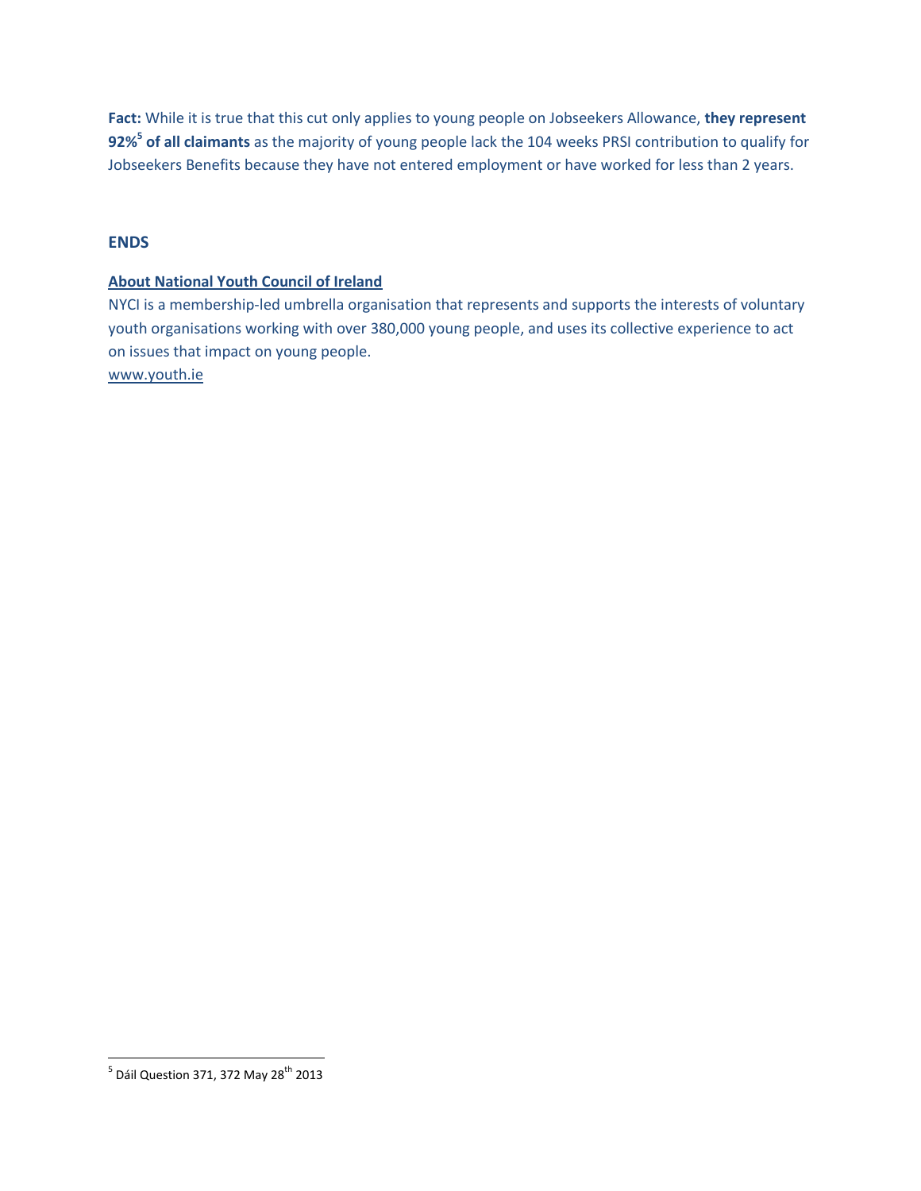**Fact:** While it is true that this cut only applies to young people on Jobseekers Allowance, **they represent 92%[5] of all claimants** as the majority of young people lack the 104 weeks PRSI contribution to qualify for Jobseekers Benefits because they have not entered employment or have worked for less than 2 years.

**ENDS**

**About National Youth Council of Ireland**

NYCI is a membership-led umbrella organisation that represents and supports the interests of voluntary youth organisations working with over 380,000 young people, and uses its collective experience to act on issues that impact on young people.

www.youth.ie

---

[5] Dáil Question 371, 372 May 28th 2013